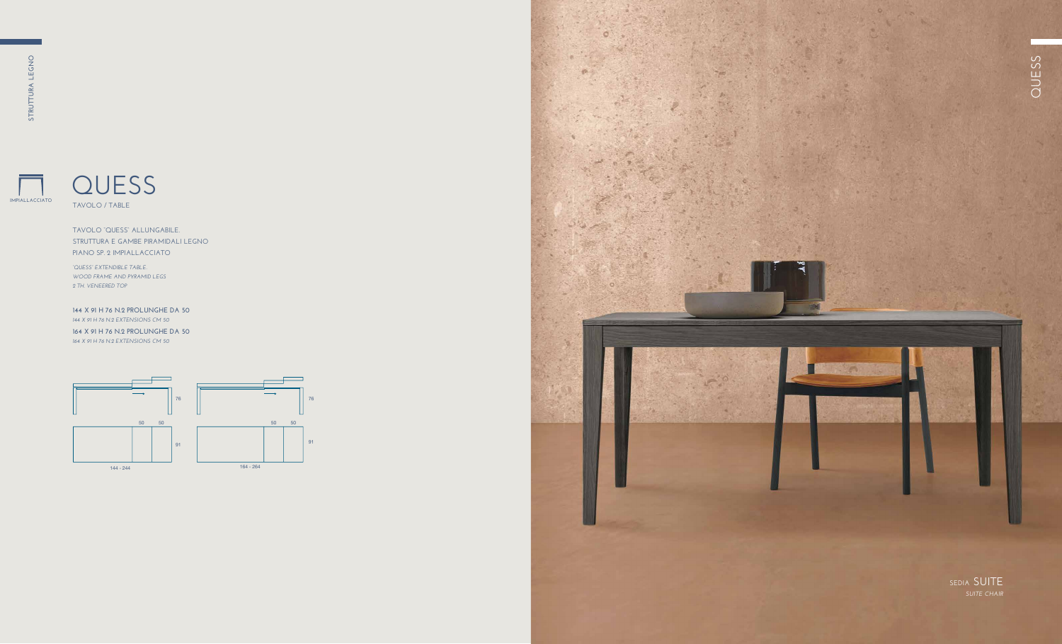STRUTTURA LEGNO

IMPIALLACCIATO

# QUESS

TAVOLO / TABLE

TAVOLO 'QUESS' ALLUNGABILE.
STRUTTURA E GAMBE PIRAMIDALI LEGNO
PIANO SP. 2 IMPIALLACCIATO

*'QUESS' EXTENDIBLE TABLE.*
*WOOD FRAME AND PYRAMID LEGS*
*2 TH. VENEERED TOP*

**144 X 91 H 76 N.2 PROLUNGHE DA 50**
*144 X 91 H 76 N.2 EXTENSIONS CM 50*

**164 X 91 H 76 N.2 PROLUNGHE DA 50**
*164 X 91 H 76 N.2 EXTENSIONS CM 50*

76
50 50
91
144 - 244

76
50 50
91
164 - 264

QUESS

SEDIA SUITE
*SUITE CHAIR*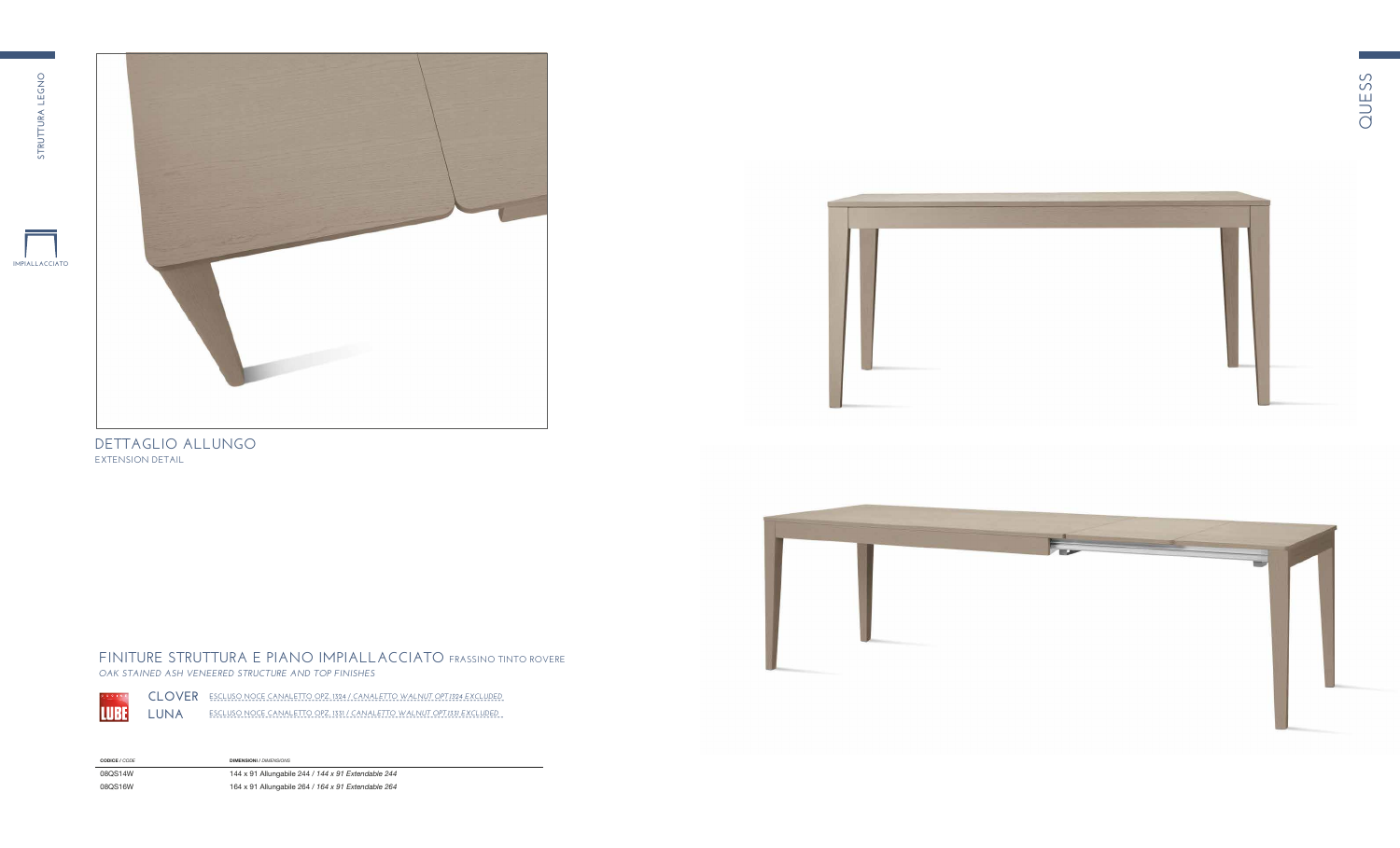STRUTTURA LEGNO

IMPIALLACCIATO

QUESS

DETTAGLIO ALLUNGO
EXTENSION DETAIL

## FINITURE STRUTTURA E PIANO IMPIALLACCIATO FRASSINO TINTO ROVERE

*OAK STAINED ASH VENEERED STRUCTURE AND TOP FINISHES*

CLOVER ESCLUSO NOCE CANALETTO OPZ. 1524 / *CANALETTO WALNUT OPT.1524 EXCLUDED*

LUNA ESCLUSO NOCE CANALETTO OPZ. 1531 / *CANALETTO WALNUT OPT.1531 EXCLUDED*

| **CODICE** / *CODE* | **DIMENSIONI** / *DIMENSIONS* |
|---|---|
| 08QS14W | 144 x 91 Allungabile 244 / *144 x 91 Extendable 244* |
| 08QS16W | 164 x 91 Allungabile 264 / *164 x 91 Extendable 264* |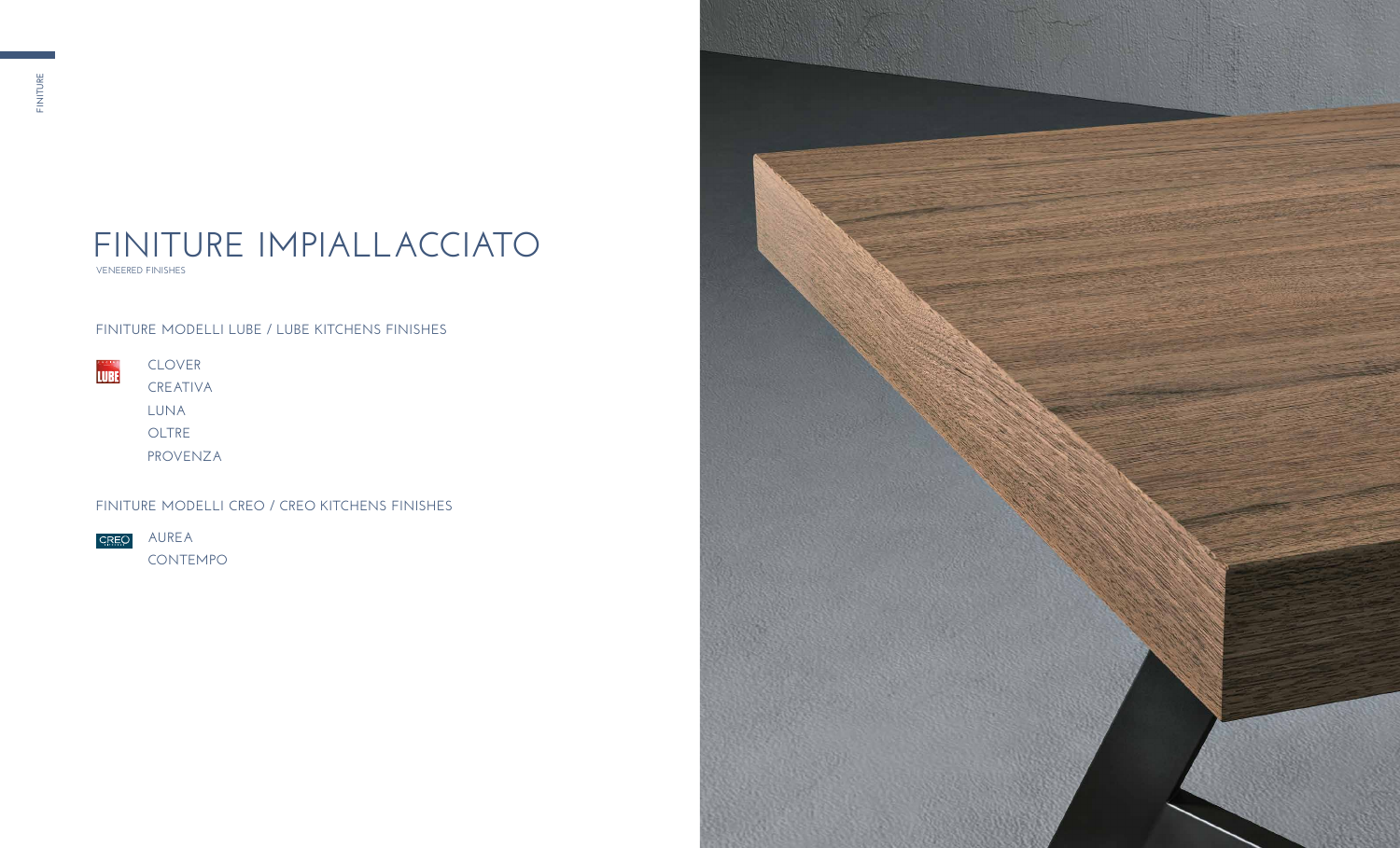# FINITURE IMPIALLACCIATO

VENEERED FINISHES

## FINITURE MODELLI LUBE / LUBE KITCHENS FINISHES

LUBE

- CLOVER
- CREATIVA
- LUNA
- OLTRE
- PROVENZA

## FINITURE MODELLI CREO / CREO KITCHENS FINISHES

CREO

- AUREA
- CONTEMPO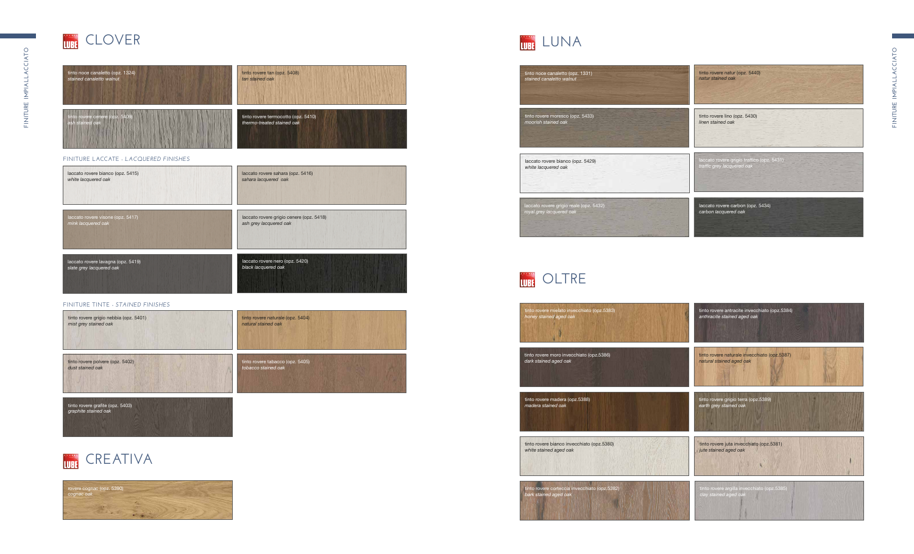# CLOVER

- tinto noce canaletto (opz. 1324) *stained canaletto walnut*
- tinto rovere tan (opz. 5408) *tan stained oak*
- tinto rovere cenere (opz. 5409) *ash stained oak*
- tinto rovere termocotto (opz. 5410) *thermo-treated stained oak*

## FINITURE LACCATE - *LACQUERED FINISHES*

- laccato rovere bianco (opz. 5415) *white lacquered oak*
- laccato rovere sahara (opz. 5416) *sahara lacquered oak*
- laccato rovere visone (opz. 5417) *mink lacquered oak*
- laccato rovere grigio cenere (opz. 5418) *ash grey lacquered oak*
- laccato rovere lavagna (opz. 5419) *slate grey lacquered oak*
- laccato rovere nero (opz. 5420) *black lacquered oak*

## FINITURE TINTE - *STAINED FINISHES*

- tinto rovere grigio nebbia (opz. 5401) *mist grey stained oak*
- tinto rovere naturale (opz. 5404) *natural stained oak*
- tinto rovere polvere (opz. 5402) *dust stained oak*
- tinto rovere tabacco (opz. 5405) *tobacco stained oak*
- tinto rovere grafite (opz. 5403) *graphite stained oak*

# CREATIVA

- rovere cognac (opz. 5390) *cognac oak*

# LUNA

- tinto noce canaletto (opz. 1331) *stained canaletto walnut*
- tinto rovere natur (opz. 5440) *natur stained oak*
- tinto rovere moresco (opz. 5433) *moorish stained oak*
- tinto rovere lino (opz. 5430) *linen stained oak*
- laccato rovere bianco (opz. 5429) *white lacquered oak*
- laccato rovere grigio traffico (opz. 5431) *traffic grey lacquered oak*
- laccato rovere grigio reale (opz. 5432) *royal grey lacquered oak*
- laccato rovere carbon (opz. 5434) *carbon lacquered oak*

# OLTRE

- tinto rovere mielato invecchiato (opz.5383) *honey stained aged oak*
- tinto rovere antracite invecchiato (opz.5384) *anthracite stained aged oak*
- tinto rovere moro invecchiato (opz.5386) *dark stained aged oak*
- tinto rovere naturale invecchiato (opz.5387) *natural stained aged oak*
- tinto rovere madera (opz.5388) *madera stained oak*
- tinto rovere grigio terra (opz.5389) *earth grey stained oak*
- tinto rovere bianco invecchiato (opz.5380) *white stained aged oak*
- tinto rovere juta invecchiato (opz.5381) *jute stained aged oak*
- tinto rovere corteccia invecchiato (opz.5382) *bark stained aged oak*
- tinto rovere argilla invecchiato (opz.5385) *clay stained aged oak*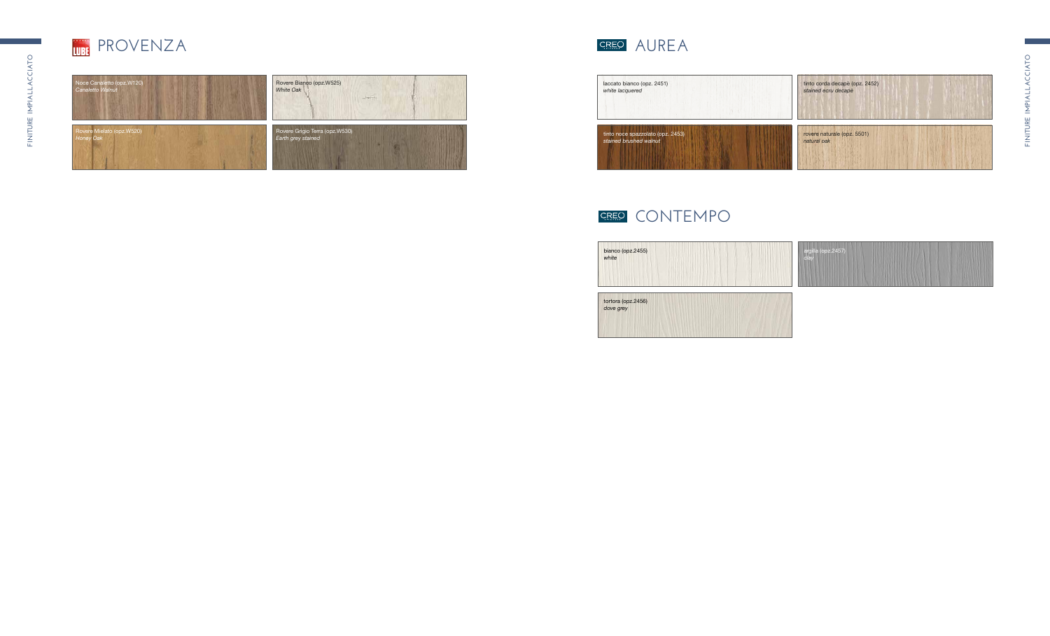# PROVENZA

Noce Canaletto (opz.W120)
*Canaletto Walnut*

Rovere Bianco (opz.W525)
*White Oak*

Rovere Mielato (opz.W520)
*Honey Oak*

Rovere Grigio Terra (opz.W530)
*Earth grey stained*

# AUREA

laccato bianco (opz. 2451)
*white lacquered*

tinto corda decapè (opz. 2452)
*stained ecru decapè*

tinto noce spazzolato (opz. 2453)
*stained brushed walnut*

rovere naturale (opz. 5501)
*natural oak*

# CONTEMPO

bianco (opz.2455)
*white*

argilla (opz.2457)
*clay*

tortora (opz.2456)
*dove grey*